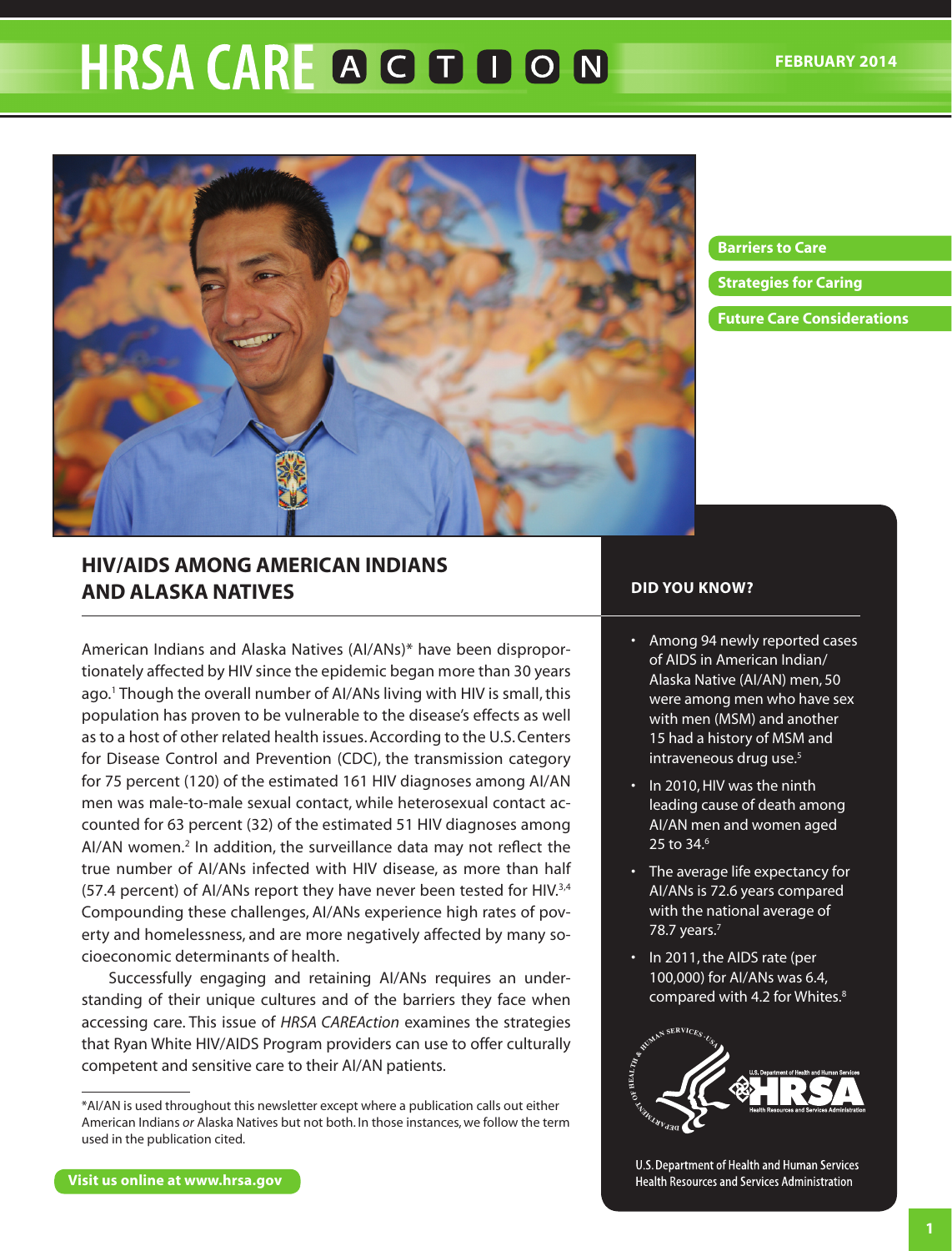# HRSA CARE ACTION

FEBRUARY 2014

**Barriers to Care**

**Strategies for Caring**

**Future Care Considerations**

## HIV/AIDS AMONG AMERICAN INDIANS AND ALASKA NATIVES

American Indians and Alaska Natives (AI/ANs)* have been disproportionately affected by HIV since the epidemic began more than 30 years ago.[1] Though the overall number of AI/ANs living with HIV is small, this population has proven to be vulnerable to the disease's effects as well as to a host of other related health issues. According to the U.S. Centers for Disease Control and Prevention (CDC), the transmission category for 75 percent (120) of the estimated 161 HIV diagnoses among AI/AN men was male-to-male sexual contact, while heterosexual contact accounted for 63 percent (32) of the estimated 51 HIV diagnoses among AI/AN women.[2] In addition, the surveillance data may not reflect the true number of AI/ANs infected with HIV disease, as more than half (57.4 percent) of AI/ANs report they have never been tested for HIV.[3,4] Compounding these challenges, AI/ANs experience high rates of poverty and homelessness, and are more negatively affected by many socioeconomic determinants of health.

Successfully engaging and retaining AI/ANs requires an understanding of their unique cultures and of the barriers they face when accessing care. This issue of *HRSA CAREAction* examines the strategies that Ryan White HIV/AIDS Program providers can use to offer culturally competent and sensitive care to their AI/AN patients.

*AI/AN is used throughout this newsletter except where a publication calls out either American Indians *or* Alaska Natives but not both. In those instances, we follow the term used in the publication cited.

### DID YOU KNOW?

- Among 94 newly reported cases of AIDS in American Indian/Alaska Native (AI/AN) men, 50 were among men who have sex with men (MSM) and another 15 had a history of MSM and intravenous drug use.[5]
- In 2010, HIV was the ninth leading cause of death among AI/AN men and women aged 25 to 34.[6]
- The average life expectancy for AI/ANs is 72.6 years compared with the national average of 78.7 years.[7]
- In 2011, the AIDS rate (per 100,000) for AI/ANs was 6.4, compared with 4.2 for Whites.[8]

U.S. Department of Health and Human Services
Health Resources and Services Administration

**Visit us online at www.hrsa.gov**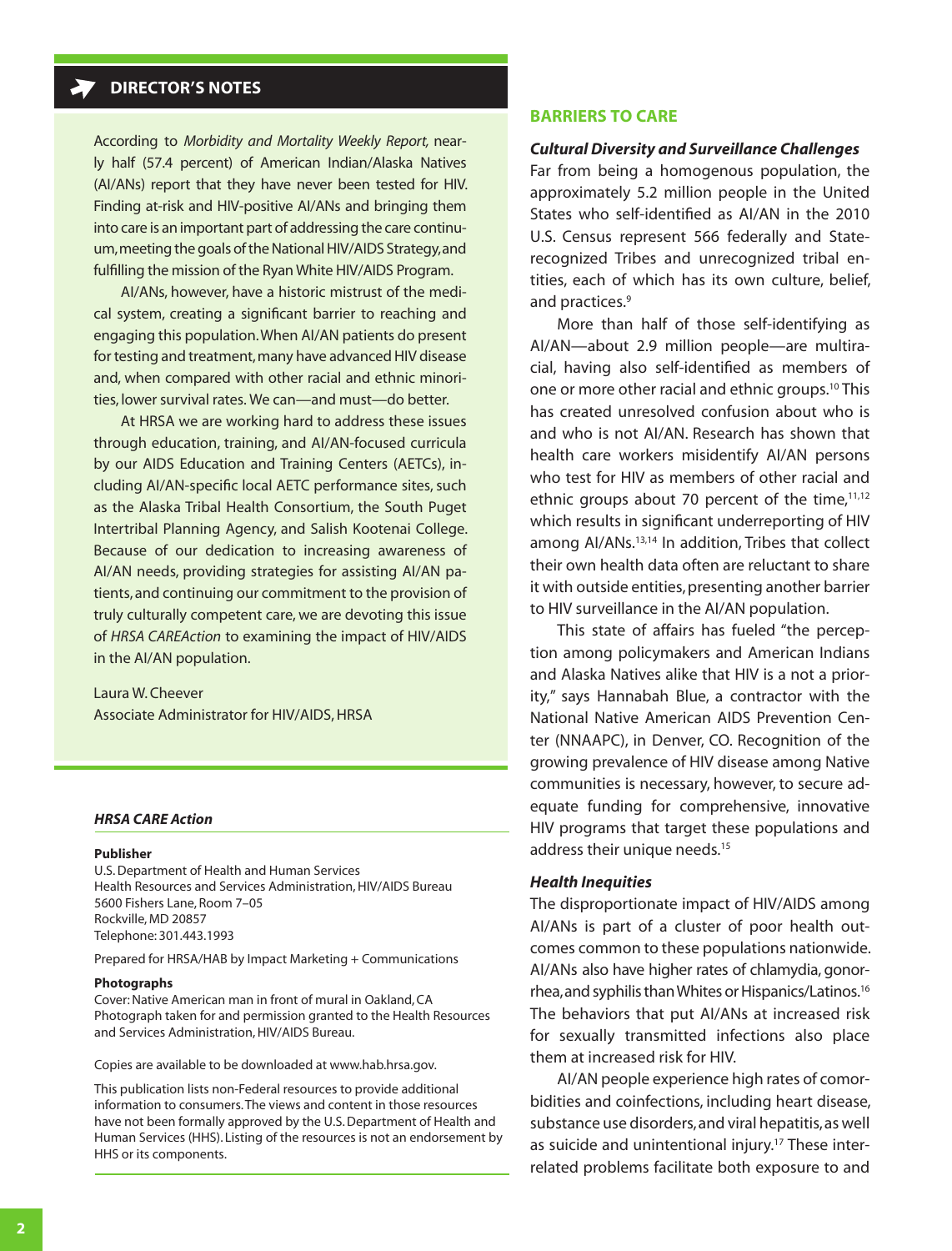## DIRECTOR'S NOTES

According to *Morbidity and Mortality Weekly Report,* nearly half (57.4 percent) of American Indian/Alaska Natives (AI/ANs) report that they have never been tested for HIV. Finding at-risk and HIV-positive AI/ANs and bringing them into care is an important part of addressing the care continuum, meeting the goals of the National HIV/AIDS Strategy, and fulfilling the mission of the Ryan White HIV/AIDS Program.

AI/ANs, however, have a historic mistrust of the medical system, creating a significant barrier to reaching and engaging this population. When AI/AN patients do present for testing and treatment, many have advanced HIV disease and, when compared with other racial and ethnic minorities, lower survival rates. We can—and must—do better.

At HRSA we are working hard to address these issues through education, training, and AI/AN-focused curricula by our AIDS Education and Training Centers (AETCs), including AI/AN-specific local AETC performance sites, such as the Alaska Tribal Health Consortium, the South Puget Intertribal Planning Agency, and Salish Kootenai College. Because of our dedication to increasing awareness of AI/AN needs, providing strategies for assisting AI/AN patients, and continuing our commitment to the provision of truly culturally competent care, we are devoting this issue of *HRSA CAREAction* to examining the impact of HIV/AIDS in the AI/AN population.

Laura W. Cheever
Associate Administrator for HIV/AIDS, HRSA

### *HRSA CARE Action*

**Publisher**
U.S. Department of Health and Human Services
Health Resources and Services Administration, HIV/AIDS Bureau
5600 Fishers Lane, Room 7–05
Rockville, MD 20857
Telephone: 301.443.1993

Prepared for HRSA/HAB by Impact Marketing + Communications

**Photographs**
Cover: Native American man in front of mural in Oakland, CA
Photograph taken for and permission granted to the Health Resources and Services Administration, HIV/AIDS Bureau.

Copies are available to be downloaded at www.hab.hrsa.gov.

This publication lists non-Federal resources to provide additional information to consumers. The views and content in those resources have not been formally approved by the U.S. Department of Health and Human Services (HHS). Listing of the resources is not an endorsement by HHS or its components.

## BARRIERS TO CARE

### *Cultural Diversity and Surveillance Challenges*

Far from being a homogenous population, the approximately 5.2 million people in the United States who self-identified as AI/AN in the 2010 U.S. Census represent 566 federally and State-recognized Tribes and unrecognized tribal entities, each of which has its own culture, belief, and practices.[9]

More than half of those self-identifying as AI/AN—about 2.9 million people—are multiracial, having also self-identified as members of one or more other racial and ethnic groups.[10] This has created unresolved confusion about who is and who is not AI/AN. Research has shown that health care workers misidentify AI/AN persons who test for HIV as members of other racial and ethnic groups about 70 percent of the time,[11,12] which results in significant underreporting of HIV among AI/ANs.[13,14] In addition, Tribes that collect their own health data often are reluctant to share it with outside entities, presenting another barrier to HIV surveillance in the AI/AN population.

This state of affairs has fueled "the perception among policymakers and American Indians and Alaska Natives alike that HIV is a not a priority," says Hannabah Blue, a contractor with the National Native American AIDS Prevention Center (NNAAPC), in Denver, CO. Recognition of the growing prevalence of HIV disease among Native communities is necessary, however, to secure adequate funding for comprehensive, innovative HIV programs that target these populations and address their unique needs.[15]

### *Health Inequities*

The disproportionate impact of HIV/AIDS among AI/ANs is part of a cluster of poor health outcomes common to these populations nationwide. AI/ANs also have higher rates of chlamydia, gonorrhea, and syphilis than Whites or Hispanics/Latinos.[16] The behaviors that put AI/ANs at increased risk for sexually transmitted infections also place them at increased risk for HIV.

AI/AN people experience high rates of comorbidities and coinfections, including heart disease, substance use disorders, and viral hepatitis, as well as suicide and unintentional injury.[17] These interrelated problems facilitate both exposure to and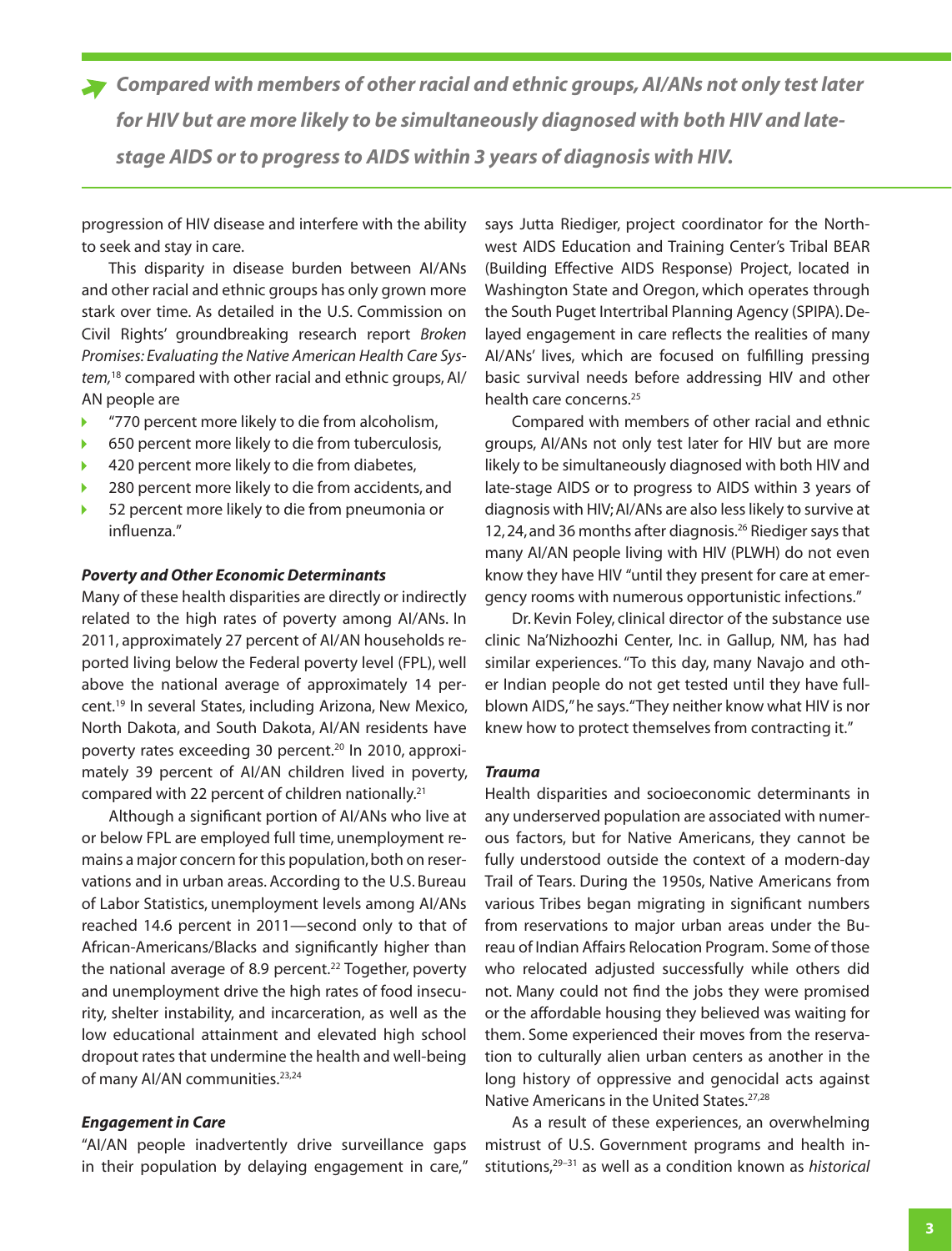***Compared with members of other racial and ethnic groups, AI/ANs not only test later for HIV but are more likely to be simultaneously diagnosed with both HIV and late-stage AIDS or to progress to AIDS within 3 years of diagnosis with HIV.***

progression of HIV disease and interfere with the ability to seek and stay in care.

This disparity in disease burden between AI/ANs and other racial and ethnic groups has only grown more stark over time. As detailed in the U.S. Commission on Civil Rights' groundbreaking research report *Broken Promises: Evaluating the Native American Health Care System,*[18] compared with other racial and ethnic groups, AI/AN people are

- "770 percent more likely to die from alcoholism,
- 650 percent more likely to die from tuberculosis,
- 420 percent more likely to die from diabetes,
- 280 percent more likely to die from accidents, and
- 52 percent more likely to die from pneumonia or influenza."

***Poverty and Other Economic Determinants***

Many of these health disparities are directly or indirectly related to the high rates of poverty among AI/ANs. In 2011, approximately 27 percent of AI/AN households reported living below the Federal poverty level (FPL), well above the national average of approximately 14 percent.[19] In several States, including Arizona, New Mexico, North Dakota, and South Dakota, AI/AN residents have poverty rates exceeding 30 percent.[20] In 2010, approximately 39 percent of AI/AN children lived in poverty, compared with 22 percent of children nationally.[21]

Although a significant portion of AI/ANs who live at or below FPL are employed full time, unemployment remains a major concern for this population, both on reservations and in urban areas. According to the U.S. Bureau of Labor Statistics, unemployment levels among AI/ANs reached 14.6 percent in 2011—second only to that of African-Americans/Blacks and significantly higher than the national average of 8.9 percent.[22] Together, poverty and unemployment drive the high rates of food insecurity, shelter instability, and incarceration, as well as the low educational attainment and elevated high school dropout rates that undermine the health and well-being of many AI/AN communities.[23,24]

***Engagement in Care***

"AI/AN people inadvertently drive surveillance gaps in their population by delaying engagement in care," says Jutta Riediger, project coordinator for the Northwest AIDS Education and Training Center's Tribal BEAR (Building Effective AIDS Response) Project, located in Washington State and Oregon, which operates through the South Puget Intertribal Planning Agency (SPIPA). Delayed engagement in care reflects the realities of many AI/ANs' lives, which are focused on fulfilling pressing basic survival needs before addressing HIV and other health care concerns.[25]

Compared with members of other racial and ethnic groups, AI/ANs not only test later for HIV but are more likely to be simultaneously diagnosed with both HIV and late-stage AIDS or to progress to AIDS within 3 years of diagnosis with HIV; AI/ANs are also less likely to survive at 12, 24, and 36 months after diagnosis.[26] Riediger says that many AI/AN people living with HIV (PLWH) do not even know they have HIV "until they present for care at emergency rooms with numerous opportunistic infections."

Dr. Kevin Foley, clinical director of the substance use clinic Na'Nizhoozhi Center, Inc. in Gallup, NM, has had similar experiences. "To this day, many Navajo and other Indian people do not get tested until they have full-blown AIDS," he says. "They neither know what HIV is nor knew how to protect themselves from contracting it."

***Trauma***

Health disparities and socioeconomic determinants in any underserved population are associated with numerous factors, but for Native Americans, they cannot be fully understood outside the context of a modern-day Trail of Tears. During the 1950s, Native Americans from various Tribes began migrating in significant numbers from reservations to major urban areas under the Bureau of Indian Affairs Relocation Program. Some of those who relocated adjusted successfully while others did not. Many could not find the jobs they were promised or the affordable housing they believed was waiting for them. Some experienced their moves from the reservation to culturally alien urban centers as another in the long history of oppressive and genocidal acts against Native Americans in the United States.[27,28]

As a result of these experiences, an overwhelming mistrust of U.S. Government programs and health institutions,[29–31] as well as a condition known as *historical*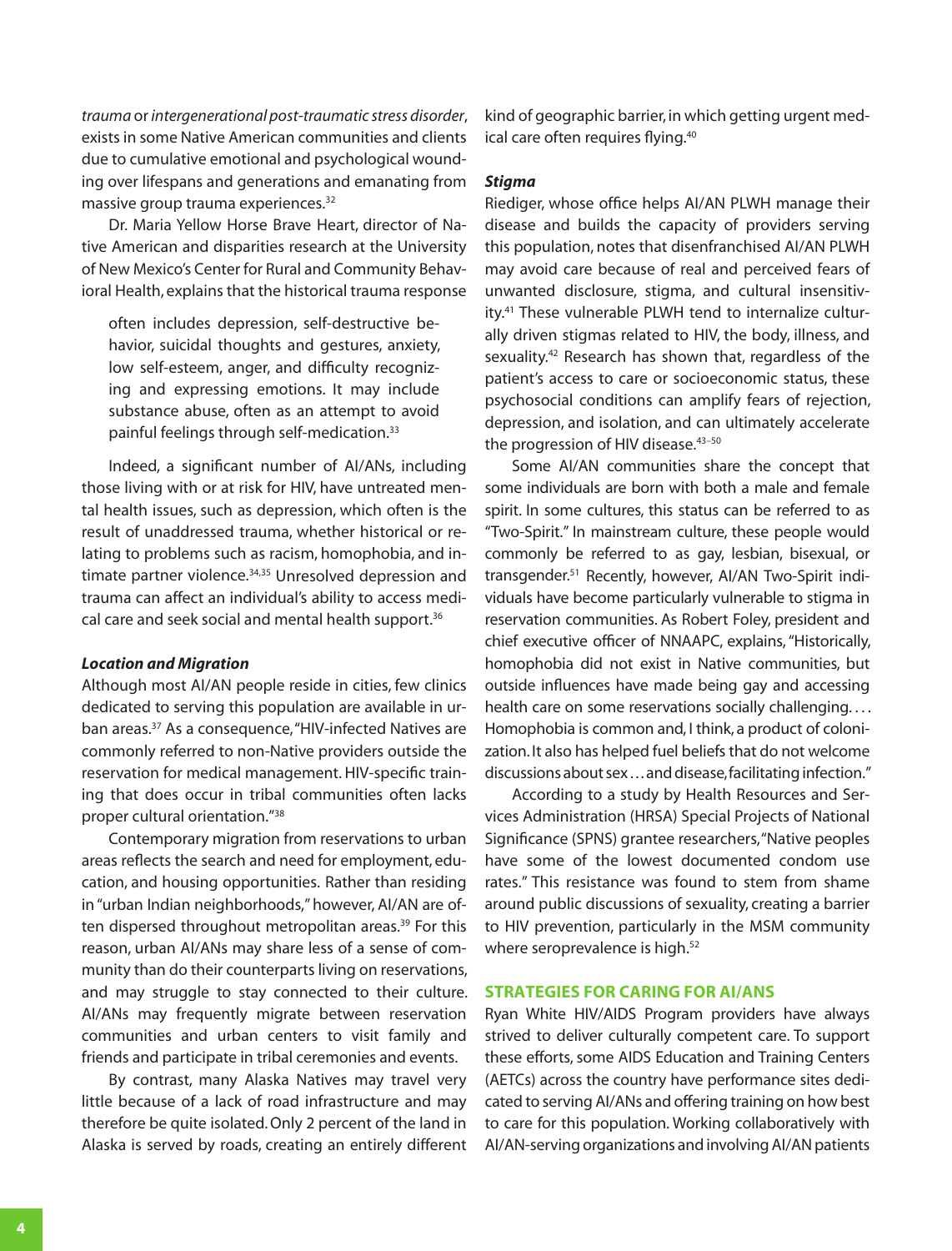*trauma* or *intergenerational post-traumatic stress disorder*, exists in some Native American communities and clients due to cumulative emotional and psychological wounding over lifespans and generations and emanating from massive group trauma experiences.[32]

Dr. Maria Yellow Horse Brave Heart, director of Native American and disparities research at the University of New Mexico's Center for Rural and Community Behavioral Health, explains that the historical trauma response

> often includes depression, self-destructive behavior, suicidal thoughts and gestures, anxiety, low self-esteem, anger, and difficulty recognizing and expressing emotions. It may include substance abuse, often as an attempt to avoid painful feelings through self-medication.[33]

Indeed, a significant number of AI/ANs, including those living with or at risk for HIV, have untreated mental health issues, such as depression, which often is the result of unaddressed trauma, whether historical or relating to problems such as racism, homophobia, and intimate partner violence.[34,35] Unresolved depression and trauma can affect an individual's ability to access medical care and seek social and mental health support.[36]

### *Location and Migration*

Although most AI/AN people reside in cities, few clinics dedicated to serving this population are available in urban areas.[37] As a consequence, "HIV-infected Natives are commonly referred to non-Native providers outside the reservation for medical management. HIV-specific training that does occur in tribal communities often lacks proper cultural orientation."[38]

Contemporary migration from reservations to urban areas reflects the search and need for employment, education, and housing opportunities. Rather than residing in "urban Indian neighborhoods," however, AI/AN are often dispersed throughout metropolitan areas.[39] For this reason, urban AI/ANs may share less of a sense of community than do their counterparts living on reservations, and may struggle to stay connected to their culture. AI/ANs may frequently migrate between reservation communities and urban centers to visit family and friends and participate in tribal ceremonies and events.

By contrast, many Alaska Natives may travel very little because of a lack of road infrastructure and may therefore be quite isolated. Only 2 percent of the land in Alaska is served by roads, creating an entirely different kind of geographic barrier, in which getting urgent medical care often requires flying.[40]

### *Stigma*

Riediger, whose office helps AI/AN PLWH manage their disease and builds the capacity of providers serving this population, notes that disenfranchised AI/AN PLWH may avoid care because of real and perceived fears of unwanted disclosure, stigma, and cultural insensitivity.[41] These vulnerable PLWH tend to internalize culturally driven stigmas related to HIV, the body, illness, and sexuality.[42] Research has shown that, regardless of the patient's access to care or socioeconomic status, these psychosocial conditions can amplify fears of rejection, depression, and isolation, and can ultimately accelerate the progression of HIV disease.[43–50]

Some AI/AN communities share the concept that some individuals are born with both a male and female spirit. In some cultures, this status can be referred to as "Two-Spirit." In mainstream culture, these people would commonly be referred to as gay, lesbian, bisexual, or transgender.[51] Recently, however, AI/AN Two-Spirit individuals have become particularly vulnerable to stigma in reservation communities. As Robert Foley, president and chief executive officer of NNAAPC, explains, "Historically, homophobia did not exist in Native communities, but outside influences have made being gay and accessing health care on some reservations socially challenging. . . . Homophobia is common and, I think, a product of colonization. It also has helped fuel beliefs that do not welcome discussions about sex . . . and disease, facilitating infection."

According to a study by Health Resources and Services Administration (HRSA) Special Projects of National Significance (SPNS) grantee researchers, "Native peoples have some of the lowest documented condom use rates." This resistance was found to stem from shame around public discussions of sexuality, creating a barrier to HIV prevention, particularly in the MSM community where seroprevalence is high.[52]

## STRATEGIES FOR CARING FOR AI/ANS

Ryan White HIV/AIDS Program providers have always strived to deliver culturally competent care. To support these efforts, some AIDS Education and Training Centers (AETCs) across the country have performance sites dedicated to serving AI/ANs and offering training on how best to care for this population. Working collaboratively with AI/AN-serving organizations and involving AI/AN patients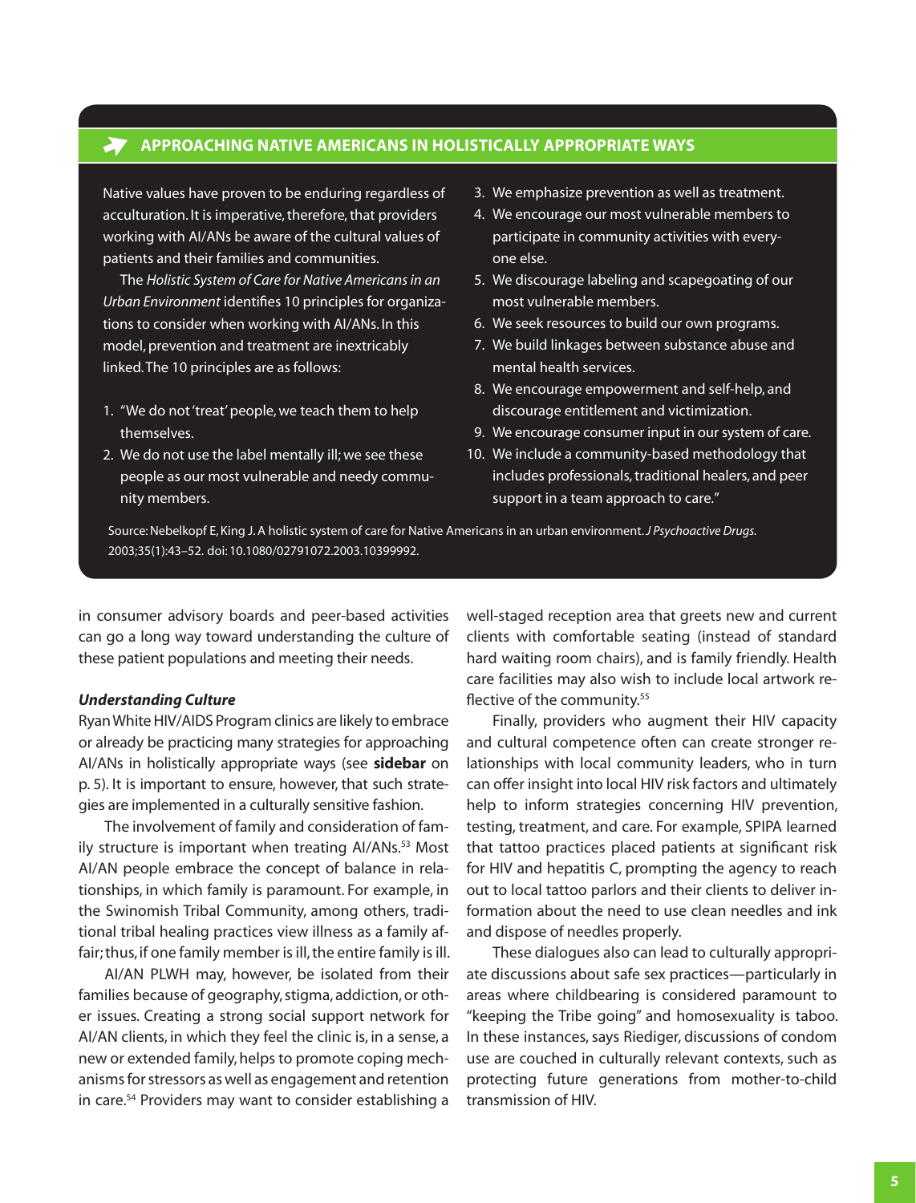## APPROACHING NATIVE AMERICANS IN HOLISTICALLY APPROPRIATE WAYS

Native values have proven to be enduring regardless of acculturation. It is imperative, therefore, that providers working with AI/ANs be aware of the cultural values of patients and their families and communities.

The *Holistic System of Care for Native Americans in an Urban Environment* identifies 10 principles for organizations to consider when working with AI/ANs. In this model, prevention and treatment are inextricably linked. The 10 principles are as follows:

1. "We do not 'treat' people, we teach them to help themselves.
2. We do not use the label mentally ill; we see these people as our most vulnerable and needy community members.
3. We emphasize prevention as well as treatment.
4. We encourage our most vulnerable members to participate in community activities with everyone else.
5. We discourage labeling and scapegoating of our most vulnerable members.
6. We seek resources to build our own programs.
7. We build linkages between substance abuse and mental health services.
8. We encourage empowerment and self-help, and discourage entitlement and victimization.
9. We encourage consumer input in our system of care.
10. We include a community-based methodology that includes professionals, traditional healers, and peer support in a team approach to care."

Source: Nebelkopf E, King J. A holistic system of care for Native Americans in an urban environment. *J Psychoactive Drugs*. 2003;35(1):43–52. doi: 10.1080/02791072.2003.10399992.

in consumer advisory boards and peer-based activities can go a long way toward understanding the culture of these patient populations and meeting their needs.

***Understanding Culture***

Ryan White HIV/AIDS Program clinics are likely to embrace or already be practicing many strategies for approaching AI/ANs in holistically appropriate ways (see **sidebar** on p. 5). It is important to ensure, however, that such strategies are implemented in a culturally sensitive fashion.

The involvement of family and consideration of family structure is important when treating AI/ANs.[53] Most AI/AN people embrace the concept of balance in relationships, in which family is paramount. For example, in the Swinomish Tribal Community, among others, traditional tribal healing practices view illness as a family affair; thus, if one family member is ill, the entire family is ill.

AI/AN PLWH may, however, be isolated from their families because of geography, stigma, addiction, or other issues. Creating a strong social support network for AI/AN clients, in which they feel the clinic is, in a sense, a new or extended family, helps to promote coping mechanisms for stressors as well as engagement and retention in care.[54] Providers may want to consider establishing a well-staged reception area that greets new and current clients with comfortable seating (instead of standard hard waiting room chairs), and is family friendly. Health care facilities may also wish to include local artwork reflective of the community.[55]

Finally, providers who augment their HIV capacity and cultural competence often can create stronger relationships with local community leaders, who in turn can offer insight into local HIV risk factors and ultimately help to inform strategies concerning HIV prevention, testing, treatment, and care. For example, SPIPA learned that tattoo practices placed patients at significant risk for HIV and hepatitis C, prompting the agency to reach out to local tattoo parlors and their clients to deliver information about the need to use clean needles and ink and dispose of needles properly.

These dialogues also can lead to culturally appropriate discussions about safe sex practices—particularly in areas where childbearing is considered paramount to "keeping the Tribe going" and homosexuality is taboo. In these instances, says Riediger, discussions of condom use are couched in culturally relevant contexts, such as protecting future generations from mother-to-child transmission of HIV.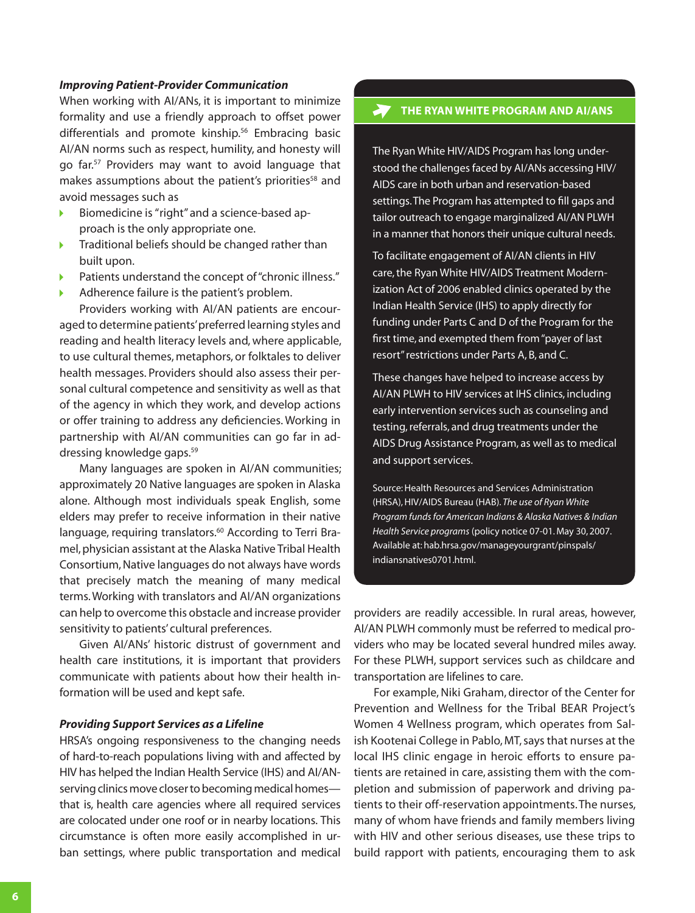### *Improving Patient-Provider Communication*

When working with AI/ANs, it is important to minimize formality and use a friendly approach to offset power differentials and promote kinship.[56] Embracing basic AI/AN norms such as respect, humility, and honesty will go far.[57] Providers may want to avoid language that makes assumptions about the patient's priorities[58] and avoid messages such as

- Biomedicine is "right" and a science-based approach is the only appropriate one.
- Traditional beliefs should be changed rather than built upon.
- Patients understand the concept of "chronic illness."
- Adherence failure is the patient's problem.

Providers working with AI/AN patients are encouraged to determine patients' preferred learning styles and reading and health literacy levels and, where applicable, to use cultural themes, metaphors, or folktales to deliver health messages. Providers should also assess their personal cultural competence and sensitivity as well as that of the agency in which they work, and develop actions or offer training to address any deficiencies. Working in partnership with AI/AN communities can go far in addressing knowledge gaps.[59]

Many languages are spoken in AI/AN communities; approximately 20 Native languages are spoken in Alaska alone. Although most individuals speak English, some elders may prefer to receive information in their native language, requiring translators.[60] According to Terri Bramel, physician assistant at the Alaska Native Tribal Health Consortium, Native languages do not always have words that precisely match the meaning of many medical terms. Working with translators and AI/AN organizations can help to overcome this obstacle and increase provider sensitivity to patients' cultural preferences.

Given AI/ANs' historic distrust of government and health care institutions, it is important that providers communicate with patients about how their health information will be used and kept safe.

### *Providing Support Services as a Lifeline*

HRSA's ongoing responsiveness to the changing needs of hard-to-reach populations living with and affected by HIV has helped the Indian Health Service (IHS) and AI/AN-serving clinics move closer to becoming medical homes—that is, health care agencies where all required services are colocated under one roof or in nearby locations. This circumstance is often more easily accomplished in urban settings, where public transportation and medical providers are readily accessible. In rural areas, however, AI/AN PLWH commonly must be referred to medical providers who may be located several hundred miles away. For these PLWH, support services such as childcare and transportation are lifelines to care.

For example, Niki Graham, director of the Center for Prevention and Wellness for the Tribal BEAR Project's Women 4 Wellness program, which operates from Salish Kootenai College in Pablo, MT, says that nurses at the local IHS clinic engage in heroic efforts to ensure patients are retained in care, assisting them with the completion and submission of paperwork and driving patients to their off-reservation appointments. The nurses, many of whom have friends and family members living with HIV and other serious diseases, use these trips to build rapport with patients, encouraging them to ask

---

**THE RYAN WHITE PROGRAM AND AI/ANS**

The Ryan White HIV/AIDS Program has long understood the challenges faced by AI/ANs accessing HIV/AIDS care in both urban and reservation-based settings. The Program has attempted to fill gaps and tailor outreach to engage marginalized AI/AN PLWH in a manner that honors their unique cultural needs.

To facilitate engagement of AI/AN clients in HIV care, the Ryan White HIV/AIDS Treatment Modernization Act of 2006 enabled clinics operated by the Indian Health Service (IHS) to apply directly for funding under Parts C and D of the Program for the first time, and exempted them from "payer of last resort" restrictions under Parts A, B, and C.

These changes have helped to increase access by AI/AN PLWH to HIV services at IHS clinics, including early intervention services such as counseling and testing, referrals, and drug treatments under the AIDS Drug Assistance Program, as well as to medical and support services.

Source: Health Resources and Services Administration (HRSA), HIV/AIDS Bureau (HAB). *The use of Ryan White Program funds for American Indians & Alaska Natives & Indian Health Service programs* (policy notice 07-01. May 30, 2007. Available at: hab.hrsa.gov/manageyourgrant/pinspals/indiansnatives0701.html.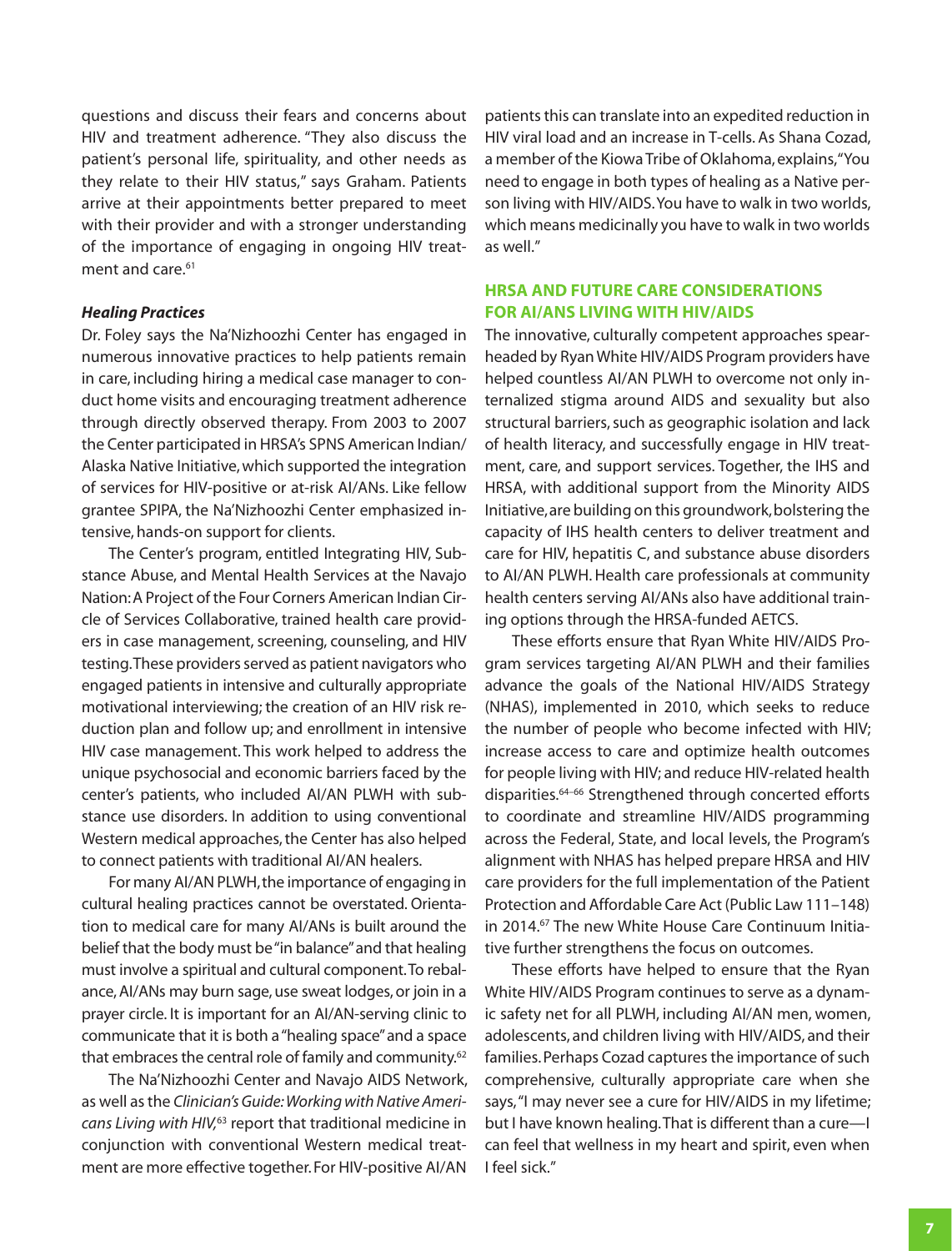questions and discuss their fears and concerns about HIV and treatment adherence. "They also discuss the patient's personal life, spirituality, and other needs as they relate to their HIV status," says Graham. Patients arrive at their appointments better prepared to meet with their provider and with a stronger understanding of the importance of engaging in ongoing HIV treatment and care.[61]

### *Healing Practices*

Dr. Foley says the Na'Nizhoozhi Center has engaged in numerous innovative practices to help patients remain in care, including hiring a medical case manager to conduct home visits and encouraging treatment adherence through directly observed therapy. From 2003 to 2007 the Center participated in HRSA's SPNS American Indian/Alaska Native Initiative, which supported the integration of services for HIV-positive or at-risk AI/ANs. Like fellow grantee SPIPA, the Na'Nizhoozhi Center emphasized intensive, hands-on support for clients.

The Center's program, entitled Integrating HIV, Substance Abuse, and Mental Health Services at the Navajo Nation: A Project of the Four Corners American Indian Circle of Services Collaborative, trained health care providers in case management, screening, counseling, and HIV testing. These providers served as patient navigators who engaged patients in intensive and culturally appropriate motivational interviewing; the creation of an HIV risk reduction plan and follow up; and enrollment in intensive HIV case management. This work helped to address the unique psychosocial and economic barriers faced by the center's patients, who included AI/AN PLWH with substance use disorders. In addition to using conventional Western medical approaches, the Center has also helped to connect patients with traditional AI/AN healers.

For many AI/AN PLWH, the importance of engaging in cultural healing practices cannot be overstated. Orientation to medical care for many AI/ANs is built around the belief that the body must be "in balance" and that healing must involve a spiritual and cultural component. To rebalance, AI/ANs may burn sage, use sweat lodges, or join in a prayer circle. It is important for an AI/AN-serving clinic to communicate that it is both a "healing space" and a space that embraces the central role of family and community.[62]

The Na'Nizhoozhi Center and Navajo AIDS Network, as well as the *Clinician's Guide: Working with Native Americans Living with HIV*,[63] report that traditional medicine in conjunction with conventional Western medical treatment are more effective together. For HIV-positive AI/AN patients this can translate into an expedited reduction in HIV viral load and an increase in T-cells. As Shana Cozad, a member of the Kiowa Tribe of Oklahoma, explains, "You need to engage in both types of healing as a Native person living with HIV/AIDS. You have to walk in two worlds, which means medicinally you have to walk in two worlds as well."

## HRSA AND FUTURE CARE CONSIDERATIONS FOR AI/ANS LIVING WITH HIV/AIDS

The innovative, culturally competent approaches spearheaded by Ryan White HIV/AIDS Program providers have helped countless AI/AN PLWH to overcome not only internalized stigma around AIDS and sexuality but also structural barriers, such as geographic isolation and lack of health literacy, and successfully engage in HIV treatment, care, and support services. Together, the IHS and HRSA, with additional support from the Minority AIDS Initiative, are building on this groundwork, bolstering the capacity of IHS health centers to deliver treatment and care for HIV, hepatitis C, and substance abuse disorders to AI/AN PLWH. Health care professionals at community health centers serving AI/ANs also have additional training options through the HRSA-funded AETCS.

These efforts ensure that Ryan White HIV/AIDS Program services targeting AI/AN PLWH and their families advance the goals of the National HIV/AIDS Strategy (NHAS), implemented in 2010, which seeks to reduce the number of people who become infected with HIV; increase access to care and optimize health outcomes for people living with HIV; and reduce HIV-related health disparities.[64–66] Strengthened through concerted efforts to coordinate and streamline HIV/AIDS programming across the Federal, State, and local levels, the Program's alignment with NHAS has helped prepare HRSA and HIV care providers for the full implementation of the Patient Protection and Affordable Care Act (Public Law 111–148) in 2014.[67] The new White House Care Continuum Initiative further strengthens the focus on outcomes.

These efforts have helped to ensure that the Ryan White HIV/AIDS Program continues to serve as a dynamic safety net for all PLWH, including AI/AN men, women, adolescents, and children living with HIV/AIDS, and their families. Perhaps Cozad captures the importance of such comprehensive, culturally appropriate care when she says, "I may never see a cure for HIV/AIDS in my lifetime; but I have known healing. That is different than a cure—I can feel that wellness in my heart and spirit, even when I feel sick."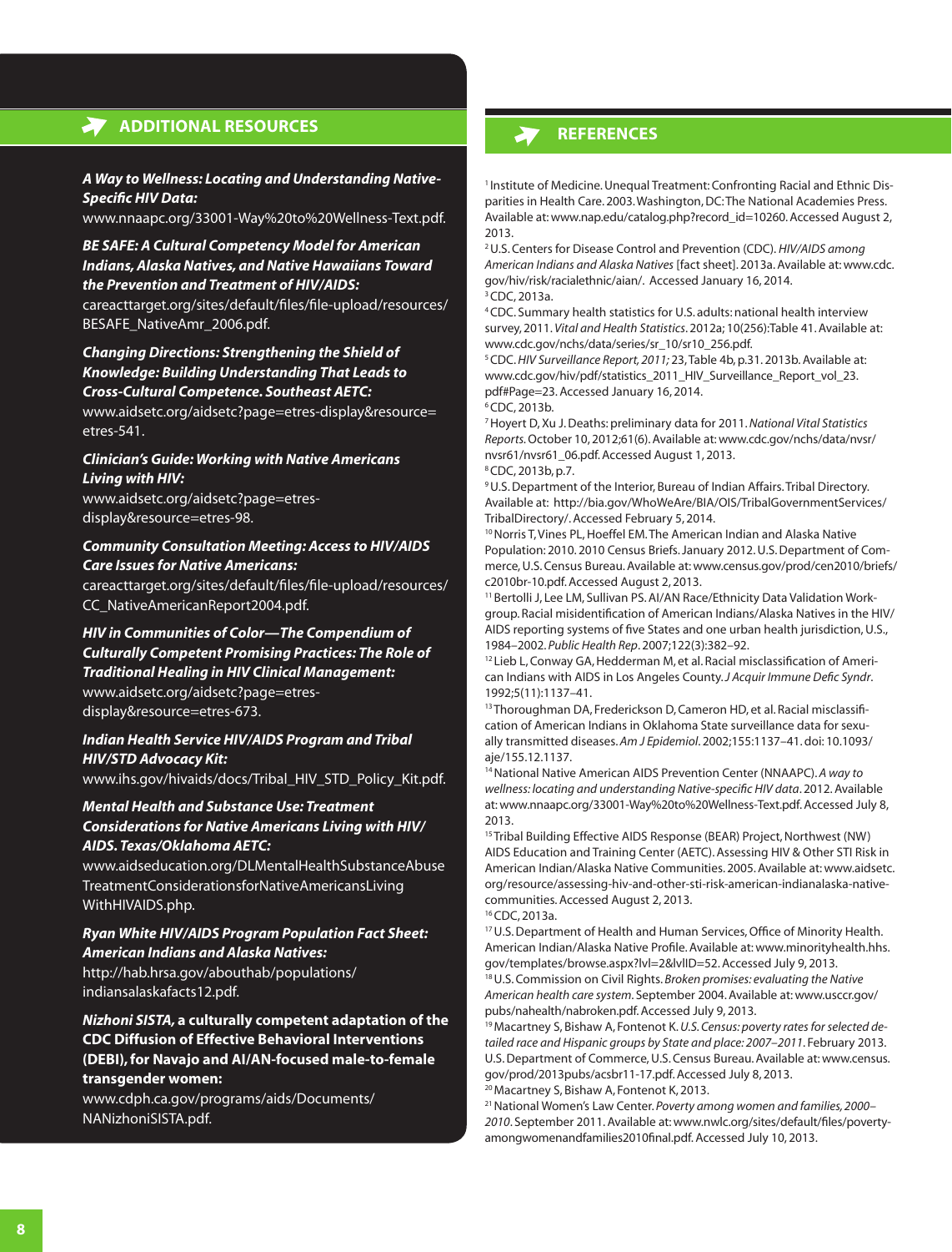## ADDITIONAL RESOURCES

***A Way to Wellness: Locating and Understanding Native-Specific HIV Data:***
www.nnaapc.org/33001-Way%20to%20Wellness-Text.pdf.

***BE SAFE: A Cultural Competency Model for American Indians, Alaska Natives, and Native Hawaiians Toward the Prevention and Treatment of HIV/AIDS:***
careacttarget.org/sites/default/files/file-upload/resources/BESAFE_NativeAmr_2006.pdf.

***Changing Directions: Strengthening the Shield of Knowledge: Building Understanding That Leads to Cross-Cultural Competence. Southeast AETC:***
www.aidsetc.org/aidsetc?page=etres-display&resource=etres-541.

***Clinician's Guide: Working with Native Americans Living with HIV:***
www.aidsetc.org/aidsetc?page=etres-display&resource=etres-98.

***Community Consultation Meeting: Access to HIV/AIDS Care Issues for Native Americans:***
careacttarget.org/sites/default/files/file-upload/resources/CC_NativeAmericanReport2004.pdf.

***HIV in Communities of Color—The Compendium of Culturally Competent Promising Practices: The Role of Traditional Healing in HIV Clinical Management:***
www.aidsetc.org/aidsetc?page=etres-display&resource=etres-673.

***Indian Health Service HIV/AIDS Program and Tribal HIV/STD Advocacy Kit:***
www.ihs.gov/hivaids/docs/Tribal_HIV_STD_Policy_Kit.pdf.

***Mental Health and Substance Use: Treatment Considerations for Native Americans Living with HIV/AIDS. Texas/Oklahoma AETC:***
www.aidseducation.org/DLMentalHealthSubstanceAbuseTreatmentConsiderationsforNativeAmericansLivingWithHIVAIDS.php.

***Ryan White HIV/AIDS Program Population Fact Sheet: American Indians and Alaska Natives:***
http://hab.hrsa.gov/abouthab/populations/indiansalaskafacts12.pdf.

***Nizhoni SISTA,* a culturally competent adaptation of the CDC Diffusion of Effective Behavioral Interventions (DEBI), for Navajo and AI/AN-focused male-to-female transgender women:**
www.cdph.ca.gov/programs/aids/Documents/NANizhoniSISTA.pdf.

## REFERENCES

[1] Institute of Medicine. Unequal Treatment: Confronting Racial and Ethnic Disparities in Health Care. 2003. Washington, DC: The National Academies Press. Available at: www.nap.edu/catalog.php?record_id=10260. Accessed August 2, 2013.
[2] U.S. Centers for Disease Control and Prevention (CDC). *HIV/AIDS among American Indians and Alaska Natives* [fact sheet]. 2013a. Available at: www.cdc.gov/hiv/risk/racialethnic/aian/. Accessed January 16, 2014.
[3] CDC, 2013a.
[4] CDC. Summary health statistics for U.S. adults: national health interview survey, 2011. *Vital and Health Statistics*. 2012a; 10(256):Table 41. Available at: www.cdc.gov/nchs/data/series/sr_10/sr10_256.pdf.
[5] CDC. *HIV Surveillance Report, 2011;* 23, Table 4b, p.31. 2013b. Available at: www.cdc.gov/hiv/pdf/statistics_2011_HIV_Surveillance_Report_vol_23.pdf#Page=23. Accessed January 16, 2014.
[6] CDC, 2013b.
[7] Hoyert D, Xu J. Deaths: preliminary data for 2011. *National Vital Statistics Reports*. October 10, 2012;61(6). Available at: www.cdc.gov/nchs/data/nvsr/nvsr61/nvsr61_06.pdf. Accessed August 1, 2013.
[8] CDC, 2013b, p.7.
[9] U.S. Department of the Interior, Bureau of Indian Affairs. Tribal Directory. Available at: http://bia.gov/WhoWeAre/BIA/OIS/TribalGovernmentServices/TribalDirectory/. Accessed February 5, 2014.
[10] Norris T, Vines PL, Hoeffel EM. The American Indian and Alaska Native Population: 2010. 2010 Census Briefs. January 2012. U.S. Department of Commerce, U.S. Census Bureau. Available at: www.census.gov/prod/cen2010/briefs/c2010br-10.pdf. Accessed August 2, 2013.
[11] Bertolli J, Lee LM, Sullivan PS. AI/AN Race/Ethnicity Data Validation Workgroup. Racial misidentification of American Indians/Alaska Natives in the HIV/AIDS reporting systems of five States and one urban health jurisdiction, U.S., 1984–2002. *Public Health Rep*. 2007;122(3):382–92.
[12] Lieb L, Conway GA, Hedderman M, et al. Racial misclassification of American Indians with AIDS in Los Angeles County. *J Acquir Immune Defic Syndr*. 1992;5(11):1137–41.
[13] Thoroughman DA, Frederickson D, Cameron HD, et al. Racial misclassification of American Indians in Oklahoma State surveillance data for sexually transmitted diseases. *Am J Epidemiol*. 2002;155:1137–41. doi: 10.1093/aje/155.12.1137.
[14] National Native American AIDS Prevention Center (NNAAPC). *A way to wellness: locating and understanding Native-specific HIV data*. 2012. Available at: www.nnaapc.org/33001-Way%20to%20Wellness-Text.pdf. Accessed July 8, 2013.
[15] Tribal Building Effective AIDS Response (BEAR) Project, Northwest (NW) AIDS Education and Training Center (AETC). Assessing HIV & Other STI Risk in American Indian/Alaska Native Communities. 2005. Available at: www.aidsetc.org/resource/assessing-hiv-and-other-sti-risk-american-indianalaska-native-communities. Accessed August 2, 2013.
[16] CDC, 2013a.
[17] U.S. Department of Health and Human Services, Office of Minority Health. American Indian/Alaska Native Profile. Available at: www.minorityhealth.hhs.gov/templates/browse.aspx?lvl=2&lvlID=52. Accessed July 9, 2013.
[18] U.S. Commission on Civil Rights. *Broken promises: evaluating the Native American health care system*. September 2004. Available at: www.usccr.gov/pubs/nahealth/nabroken.pdf. Accessed July 9, 2013.
[19] Macartney S, Bishaw A, Fontenot K. *U.S. Census: poverty rates for selected detailed race and Hispanic groups by State and place: 2007–2011*. February 2013. U.S. Department of Commerce, U.S. Census Bureau. Available at: www.census.gov/prod/2013pubs/acsbr11-17.pdf. Accessed July 8, 2013.
[20] Macartney S, Bishaw A, Fontenot K, 2013.
[21] National Women's Law Center. *Poverty among women and families, 2000–2010*. September 2011. Available at: www.nwlc.org/sites/default/files/povertyamongwomenandfamilies2010final.pdf. Accessed July 10, 2013.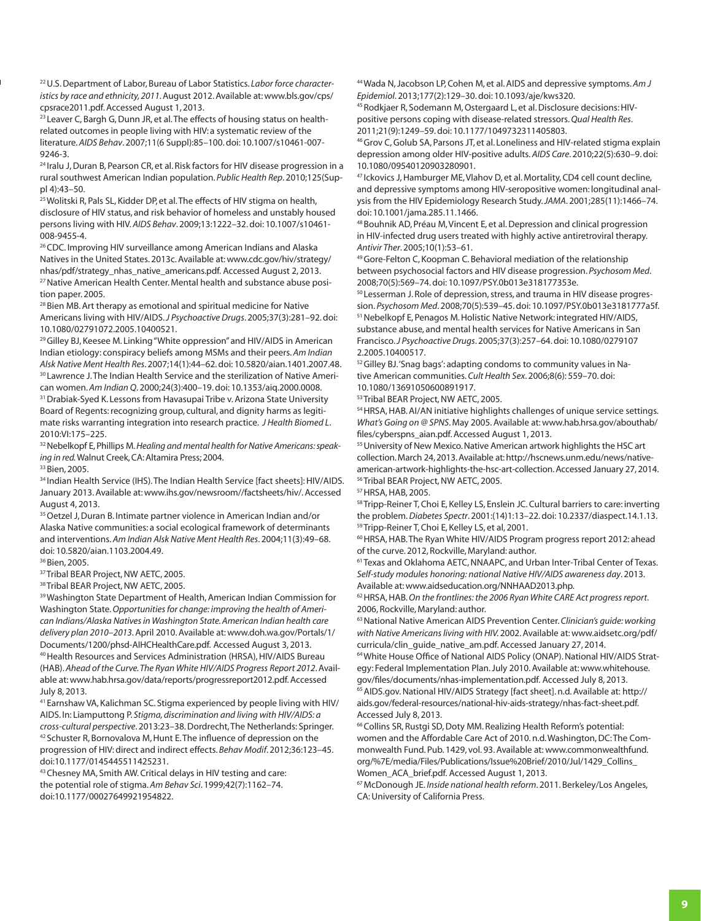[22] U.S. Department of Labor, Bureau of Labor Statistics. *Labor force characteristics by race and ethnicity, 2011*. August 2012. Available at: www.bls.gov/cps/cpsrace2011.pdf. Accessed August 1, 2013.

[23] Leaver C, Bargh G, Dunn JR, et al. The effects of housing status on health-related outcomes in people living with HIV: a systematic review of the literature. *AIDS Behav*. 2007;11(6 Suppl):85–100. doi: 10.1007/s10461-007-9246-3.

[24] Iralu J, Duran B, Pearson CR, et al. Risk factors for HIV disease progression in a rural southwest American Indian population. *Public Health Rep*. 2010;125(Suppl 4):43–50.

[25] Wolitski R, Pals SL, Kidder DP, et al. The effects of HIV stigma on health, disclosure of HIV status, and risk behavior of homeless and unstably housed persons living with HIV. *AIDS Behav*. 2009;13:1222–32. doi: 10.1007/s10461-008-9455-4.

[26] CDC. Improving HIV surveillance among American Indians and Alaska Natives in the United States. 2013c. Available at: www.cdc.gov/hiv/strategy/nhas/pdf/strategy_nhas_native_americans.pdf. Accessed August 2, 2013.

[27] Native American Health Center. Mental health and substance abuse position paper. 2005.

[28] Bien MB. Art therapy as emotional and spiritual medicine for Native Americans living with HIV/AIDS. *J Psychoactive Drugs*. 2005;37(3):281–92. doi: 10.1080/02791072.2005.10400521.

[29] Gilley BJ, Keesee M. Linking "White oppression" and HIV/AIDS in American Indian etiology: conspiracy beliefs among MSMs and their peers. *Am Indian Alsk Native Ment Health Res*. 2007;14(1):44–62. doi: 10.5820/aian.1401.2007.48.

[30] Lawrence J. The Indian Health Service and the sterilization of Native American women. *Am Indian Q*. 2000;24(3):400–19. doi: 10.1353/aiq.2000.0008.

[31] Drabiak-Syed K. Lessons from Havasupai Tribe v. Arizona State University Board of Regents: recognizing group, cultural, and dignity harms as legitimate risks warranting integration into research practice. *J Health Biomed L*. 2010:VI:175–225.

[32] Nebelkopf E, Phillips M. *Healing and mental health for Native Americans: speaking in red*. Walnut Creek, CA: Altamira Press; 2004.

[33] Bien, 2005.

[34] Indian Health Service (IHS). The Indian Health Service [fact sheets]: HIV/AIDS. January 2013. Available at: www.ihs.gov/newsroom//factsheets/hiv/. Accessed August 4, 2013.

[35] Oetzel J, Duran B. Intimate partner violence in American Indian and/or Alaska Native communities: a social ecological framework of determinants and interventions. *Am Indian Alsk Native Ment Health Res*. 2004;11(3):49–68. doi: 10.5820/aian.1103.2004.49.

[36] Bien, 2005.

[37] Tribal BEAR Project, NW AETC, 2005.

[38] Tribal BEAR Project, NW AETC, 2005.

[39] Washington State Department of Health, American Indian Commission for Washington State. *Opportunities for change: improving the health of American Indians/Alaska Natives in Washington State. American Indian health care delivery plan 2010–2013*. April 2010. Available at: www.doh.wa.gov/Portals/1/Documents/1200/phsd-AIHCHealthCare.pdf. Accessed August 3, 2013.

[40] Health Resources and Services Administration (HRSA), HIV/AIDS Bureau (HAB). *Ahead of the Curve. The Ryan White HIV/AIDS Progress Report 2012*. Available at: www.hab.hrsa.gov/data/reports/progressreport2012.pdf. Accessed July 8, 2013.

[41] Earnshaw VA, Kalichman SC. Stigma experienced by people living with HIV/AIDS. In: Liamputtong P. *Stigma, discrimination and living with HIV/AIDS: a cross-cultural perspective*. 2013:23–38. Dordrecht, The Netherlands: Springer.

[42] Schuster R, Bornovalova M, Hunt E. The influence of depression on the progression of HIV: direct and indirect effects. *Behav Modif*. 2012;36:123–45. doi:10.1177/0145445511425231.

[43] Chesney MA, Smith AW. Critical delays in HIV testing and care: the potential role of stigma. *Am Behav Sci*. 1999;42(7):1162–74. doi:10.1177/00027649921954822.

[44] Wada N, Jacobson LP, Cohen M, et al. AIDS and depressive symptoms. *Am J Epidemiol*. 2013;177(2):129–30. doi: 10.1093/aje/kws320.

[45] Rodkjaer R, Sodemann M, Ostergaard L, et al. Disclosure decisions: HIV-positive persons coping with disease-related stressors. *Qual Health Res*. 2011;21(9):1249–59. doi: 10.1177/1049732311405803.

[46] Grov C, Golub SA, Parsons JT, et al. Loneliness and HIV-related stigma explain depression among older HIV-positive adults. *AIDS Care*. 2010;22(5):630–9. doi: 10.1080/09540120903280901.

[47] Ickovics J, Hamburger ME, Vlahov D, et al. Mortality, CD4 cell count decline, and depressive symptoms among HIV-seropositive women: longitudinal analysis from the HIV Epidemiology Research Study. *JAMA*. 2001;285(11):1466–74. doi: 10.1001/jama.285.11.1466.

[48] Bouhnik AD, Préau M, Vincent E, et al. Depression and clinical progression in HIV-infected drug users treated with highly active antiretroviral therapy. *Antivir Ther*. 2005;10(1):53–61.

[49] Gore-Felton C, Koopman C. Behavioral mediation of the relationship between psychosocial factors and HIV disease progression. *Psychosom Med*. 2008;70(5):569–74. doi: 10.1097/PSY.0b013e318177353e.

[50] Lesserman J. Role of depression, stress, and trauma in HIV disease progression. *Psychosom Med*. 2008;70(5):539–45. doi: 10.1097/PSY.0b013e3181777a5f.

[51] Nebelkopf E, Penagos M. Holistic Native Network: integrated HIV/AIDS, substance abuse, and mental health services for Native Americans in San Francisco. *J Psychoactive Drugs*. 2005;37(3):257–64. doi: 10.1080/02791072.2005.10400517.

[52] Gilley BJ. 'Snag bags': adapting condoms to community values in Native American communities. *Cult Health Sex*. 2006;8(6): 559–70. doi: 10.1080/13691050600891917.

[53] Tribal BEAR Project, NW AETC, 2005.

[54] HRSA, HAB. AI/AN initiative highlights challenges of unique service settings. *What's Going on @ SPNS*. May 2005. Available at: www.hab.hrsa.gov/abouthab/files/cyberspns_aian.pdf. Accessed August 1, 2013.

[55] University of New Mexico. Native American artwork highlights the HSC art collection. March 24, 2013. Available at: http://hscnews.unm.edu/news/native-american-artwork-highlights-the-hsc-art-collection. Accessed January 27, 2014.

[56] Tribal BEAR Project, NW AETC, 2005.

[57] HRSA, HAB, 2005.

[58] Tripp-Reiner T, Choi E, Kelley LS, Enslein JC. Cultural barriers to care: inverting the problem. *Diabetes Spectr*. 2001:(14)1:13–22. doi: 10.2337/diaspect.14.1.13.

[59] Tripp-Reiner T, Choi E, Kelley LS, et al, 2001.

[60] HRSA, HAB. The Ryan White HIV/AIDS Program progress report 2012: ahead of the curve. 2012, Rockville, Maryland: author.

[61] Texas and Oklahoma AETC, NNAAPC, and Urban Inter-Tribal Center of Texas. *Self-study modules honoring: national Native HIV/AIDS awareness day*. 2013. Available at: www.aidseducation.org/NNHAAD2013.php.

[62] HRSA, HAB. *On the frontlines: the 2006 Ryan White CARE Act progress report*. 2006, Rockville, Maryland: author.

[63] National Native American AIDS Prevention Center. *Clinician's guide: working with Native Americans living with HIV*. 2002. Available at: www.aidsetc.org/pdf/curricula/clin_guide_native_am.pdf. Accessed January 27, 2014.

[64] White House Office of National AIDS Policy (ONAP). National HIV/AIDS Strategy: Federal Implementation Plan. July 2010. Available at: www.whitehouse.gov/files/documents/nhas-implementation.pdf. Accessed July 8, 2013.

[65] AIDS.gov. National HIV/AIDS Strategy [fact sheet]. n.d. Available at: http://aids.gov/federal-resources/national-hiv-aids-strategy/nhas-fact-sheet.pdf. Accessed July 8, 2013.

[66] Collins SR, Rustgi SD, Doty MM. Realizing Health Reform's potential: women and the Affordable Care Act of 2010. n.d. Washington, DC: The Commonwealth Fund. Pub. 1429, vol. 93. Available at: www.commonwealthfund.org/%7E/media/Files/Publications/Issue%20Brief/2010/Jul/1429_Collins_Women_ACA_brief.pdf. Accessed August 1, 2013.

[67] McDonough JE. *Inside national health reform*. 2011. Berkeley/Los Angeles, CA: University of California Press.